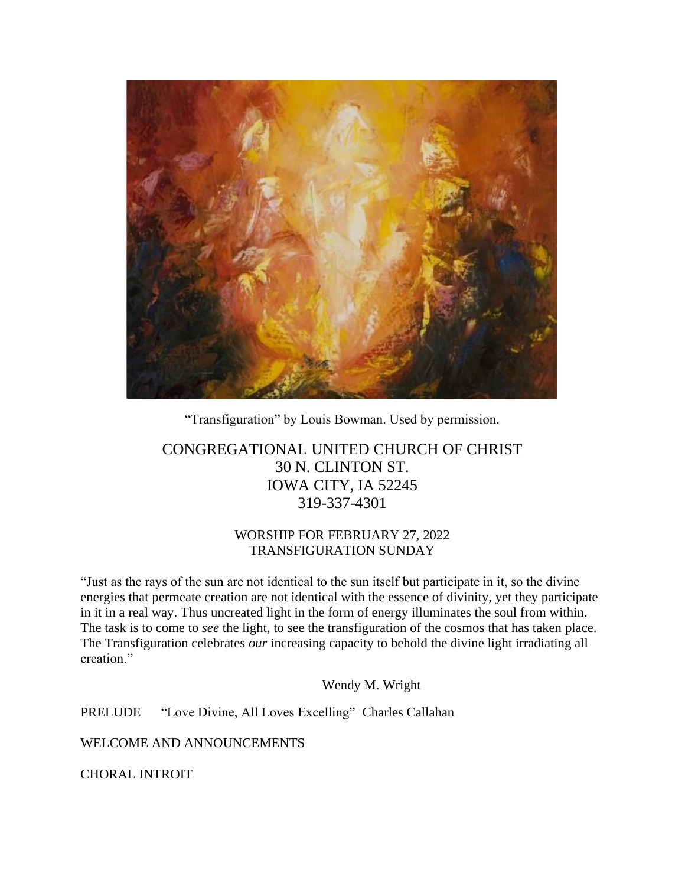"Transfiguration" by Louis Bowman. Used by permission.

# CONGREGATIONAL UNITED CHURCH OF CHRIST
30 N. CLINTON ST.
IOWA CITY, IA 52245
319-337-4301

## WORSHIP FOR FEBRUARY 27, 2022
## TRANSFIGURATION SUNDAY

"Just as the rays of the sun are not identical to the sun itself but participate in it, so the divine energies that permeate creation are not identical with the essence of divinity, yet they participate in it in a real way. Thus uncreated light in the form of energy illuminates the soul from within. The task is to come to *see* the light, to see the transfiguration of the cosmos that has taken place. The Transfiguration celebrates *our* increasing capacity to behold the divine light irradiating all creation."

Wendy M. Wright

PRELUDE "Love Divine, All Loves Excelling" Charles Callahan

WELCOME AND ANNOUNCEMENTS

CHORAL INTROIT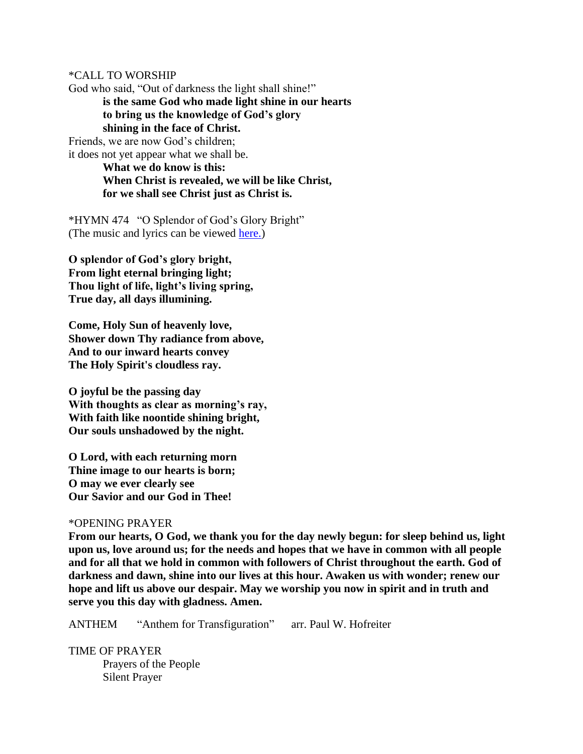*CALL TO WORSHIP

God who said, "Out of darkness the light shall shine!"

**is the same God who made light shine in our hearts**
**to bring us the knowledge of God's glory**
**shining in the face of Christ.**

Friends, we are now God's children;
it does not yet appear what we shall be.

**What we do know is this:**
**When Christ is revealed, we will be like Christ,**
**for we shall see Christ just as Christ is.**

*HYMN 474 "O Splendor of God's Glory Bright"
(The music and lyrics can be viewed here.)

**O splendor of God's glory bright,**
**From light eternal bringing light;**
**Thou light of life, light's living spring,**
**True day, all days illumining.**

**Come, Holy Sun of heavenly love,**
**Shower down Thy radiance from above,**
**And to our inward hearts convey**
**The Holy Spirit's cloudless ray.**

**O joyful be the passing day**
**With thoughts as clear as morning's ray,**
**With faith like noontide shining bright,**
**Our souls unshadowed by the night.**

**O Lord, with each returning morn**
**Thine image to our hearts is born;**
**O may we ever clearly see**
**Our Savior and our God in Thee!**

*OPENING PRAYER

**From our hearts, O God, we thank you for the day newly begun: for sleep behind us, light upon us, love around us; for the needs and hopes that we have in common with all people and for all that we hold in common with followers of Christ throughout the earth. God of darkness and dawn, shine into our lives at this hour. Awaken us with wonder; renew our hope and lift us above our despair. May we worship you now in spirit and in truth and serve you this day with gladness. Amen.**

ANTHEM "Anthem for Transfiguration" arr. Paul W. Hofreiter

TIME OF PRAYER

Prayers of the People
Silent Prayer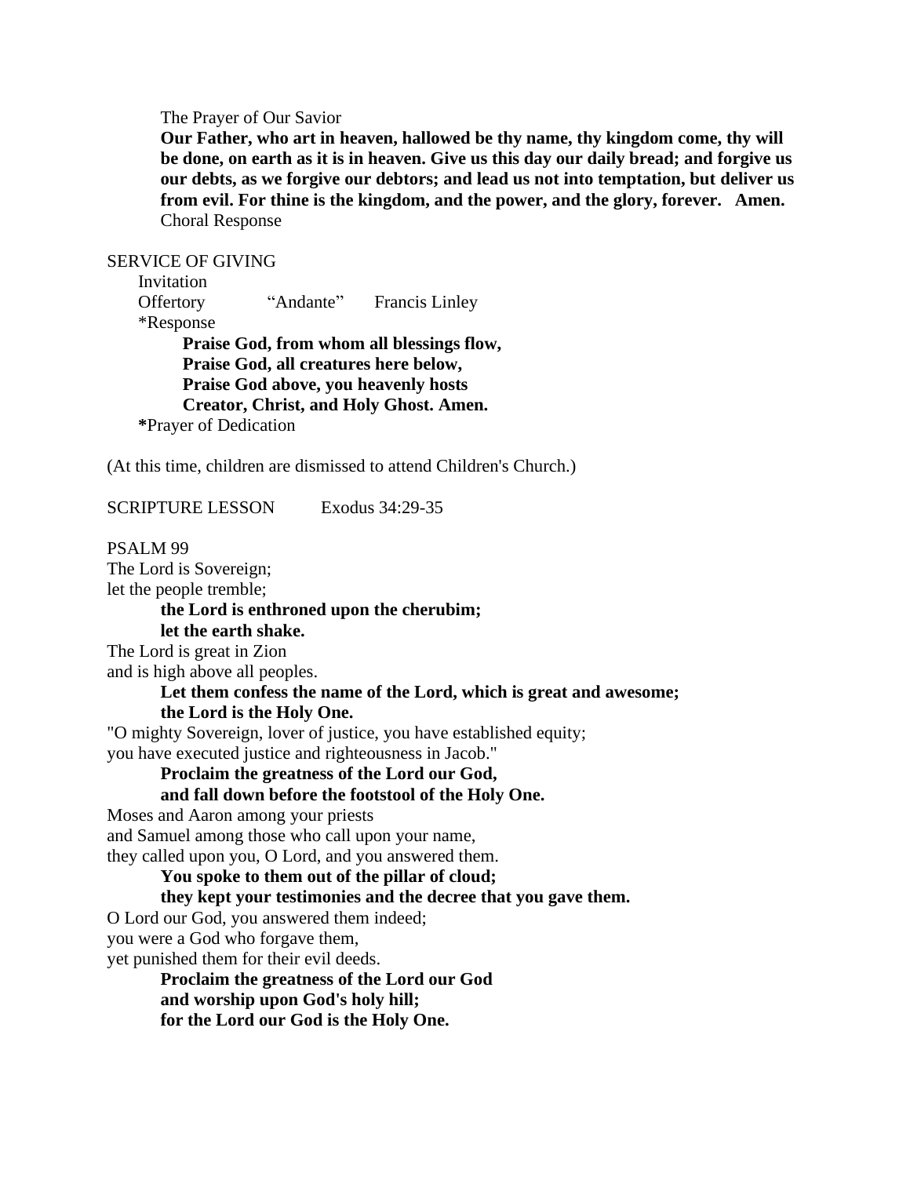The Prayer of Our Savior

**Our Father, who art in heaven, hallowed be thy name, thy kingdom come, thy will be done, on earth as it is in heaven. Give us this day our daily bread; and forgive us our debts, as we forgive our debtors; and lead us not into temptation, but deliver us from evil. For thine is the kingdom, and the power, and the glory, forever. Amen.**

Choral Response

SERVICE OF GIVING

Invitation

Offertory "Andante" Francis Linley

*Response

**Praise God, from whom all blessings flow,**
**Praise God, all creatures here below,**
**Praise God above, you heavenly hosts**
**Creator, Christ, and Holy Ghost. Amen.**

***Prayer of Dedication**

(At this time, children are dismissed to attend Children's Church.)

SCRIPTURE LESSON Exodus 34:29-35

PSALM 99

The Lord is Sovereign;
let the people tremble;

**the Lord is enthroned upon the cherubim;**
**let the earth shake.**

The Lord is great in Zion
and is high above all peoples.

**Let them confess the name of the Lord, which is great and awesome;**
**the Lord is the Holy One.**

"O mighty Sovereign, lover of justice, you have established equity;
you have executed justice and righteousness in Jacob."

**Proclaim the greatness of the Lord our God,**
**and fall down before the footstool of the Holy One.**

Moses and Aaron among your priests
and Samuel among those who call upon your name,
they called upon you, O Lord, and you answered them.

**You spoke to them out of the pillar of cloud;**
**they kept your testimonies and the decree that you gave them.**

O Lord our God, you answered them indeed;
you were a God who forgave them,
yet punished them for their evil deeds.

**Proclaim the greatness of the Lord our God**
**and worship upon God's holy hill;**
**for the Lord our God is the Holy One.**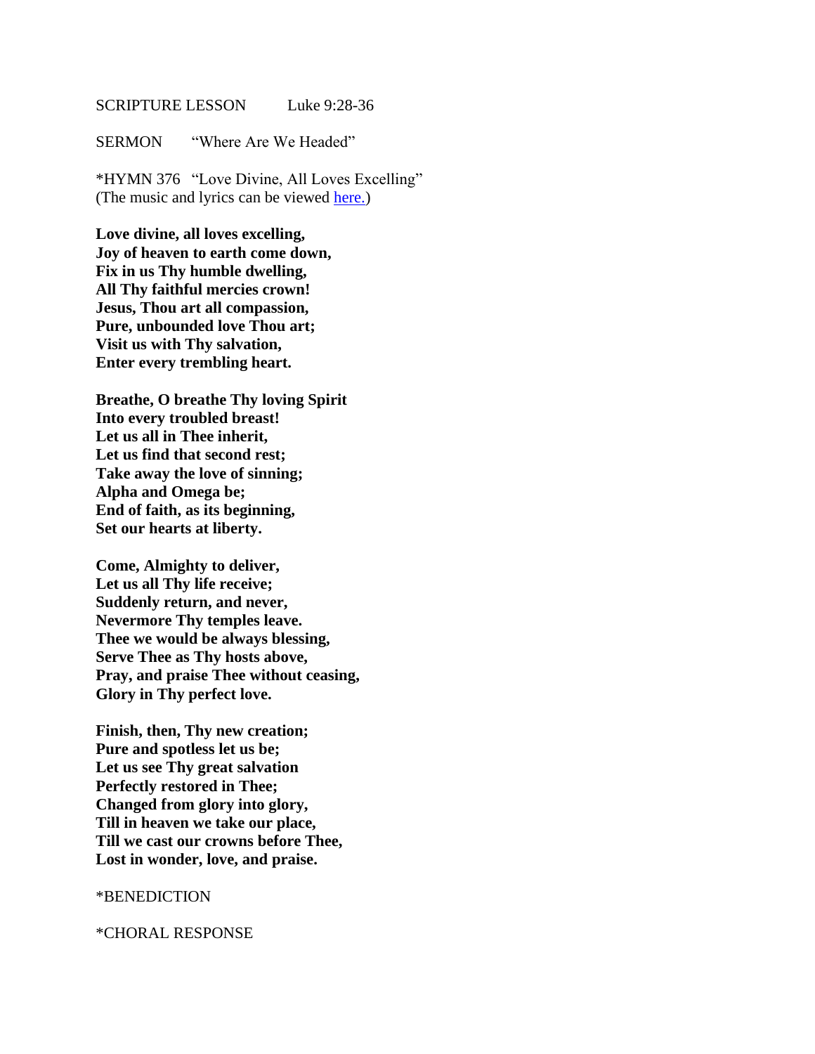SCRIPTURE LESSON Luke 9:28-36

SERMON "Where Are We Headed"

*HYMN 376 "Love Divine, All Loves Excelling"
(The music and lyrics can be viewed here.)

**Love divine, all loves excelling,**
**Joy of heaven to earth come down,**
**Fix in us Thy humble dwelling,**
**All Thy faithful mercies crown!**
**Jesus, Thou art all compassion,**
**Pure, unbounded love Thou art;**
**Visit us with Thy salvation,**
**Enter every trembling heart.**

**Breathe, O breathe Thy loving Spirit**
**Into every troubled breast!**
**Let us all in Thee inherit,**
**Let us find that second rest;**
**Take away the love of sinning;**
**Alpha and Omega be;**
**End of faith, as its beginning,**
**Set our hearts at liberty.**

**Come, Almighty to deliver,**
**Let us all Thy life receive;**
**Suddenly return, and never,**
**Nevermore Thy temples leave.**
**Thee we would be always blessing,**
**Serve Thee as Thy hosts above,**
**Pray, and praise Thee without ceasing,**
**Glory in Thy perfect love.**

**Finish, then, Thy new creation;**
**Pure and spotless let us be;**
**Let us see Thy great salvation**
**Perfectly restored in Thee;**
**Changed from glory into glory,**
**Till in heaven we take our place,**
**Till we cast our crowns before Thee,**
**Lost in wonder, love, and praise.**

*BENEDICTION

*CHORAL RESPONSE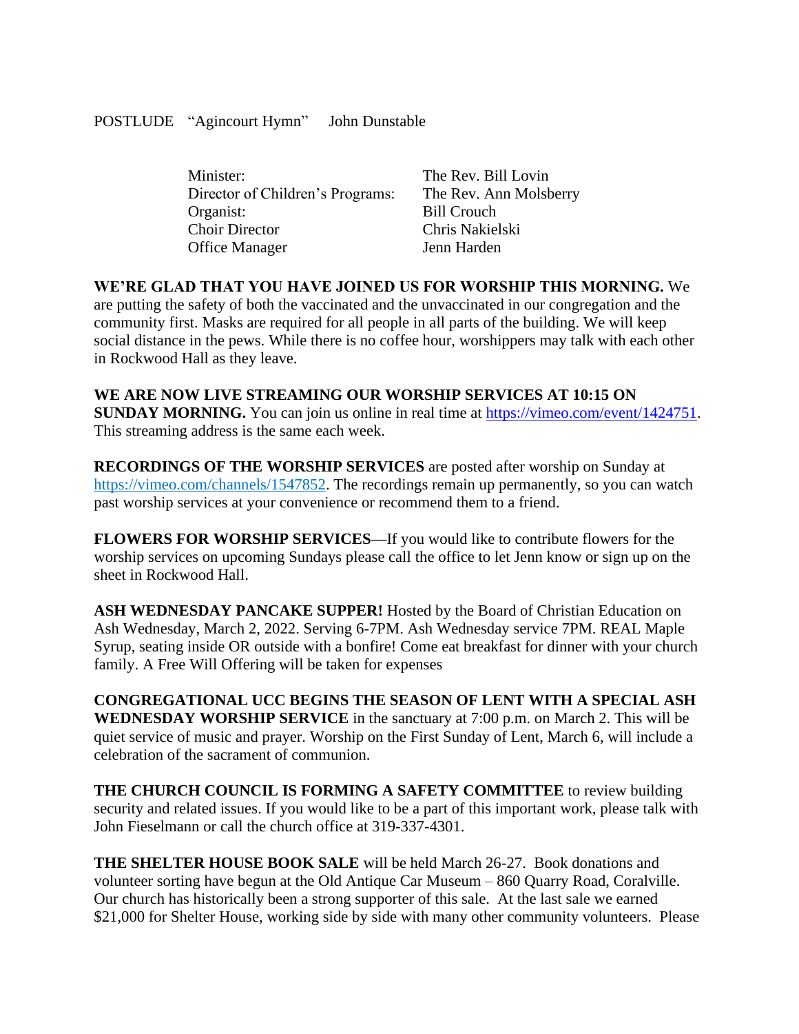POSTLUDE "Agincourt Hymn" John Dunstable

| | |
|---|---|
| Minister: | The Rev. Bill Lovin |
| Director of Children's Programs: | The Rev. Ann Molsberry |
| Organist: | Bill Crouch |
| Choir Director | Chris Nakielski |
| Office Manager | Jenn Harden |

**WE'RE GLAD THAT YOU HAVE JOINED US FOR WORSHIP THIS MORNING.** We are putting the safety of both the vaccinated and the unvaccinated in our congregation and the community first. Masks are required for all people in all parts of the building. We will keep social distance in the pews. While there is no coffee hour, worshippers may talk with each other in Rockwood Hall as they leave.

**WE ARE NOW LIVE STREAMING OUR WORSHIP SERVICES AT 10:15 ON SUNDAY MORNING.** You can join us online in real time at https://vimeo.com/event/1424751. This streaming address is the same each week.

**RECORDINGS OF THE WORSHIP SERVICES** are posted after worship on Sunday at https://vimeo.com/channels/1547852. The recordings remain up permanently, so you can watch past worship services at your convenience or recommend them to a friend.

**FLOWERS FOR WORSHIP SERVICES**—If you would like to contribute flowers for the worship services on upcoming Sundays please call the office to let Jenn know or sign up on the sheet in Rockwood Hall.

**ASH WEDNESDAY PANCAKE SUPPER!** Hosted by the Board of Christian Education on Ash Wednesday, March 2, 2022. Serving 6-7PM. Ash Wednesday service 7PM. REAL Maple Syrup, seating inside OR outside with a bonfire! Come eat breakfast for dinner with your church family. A Free Will Offering will be taken for expenses

**CONGREGATIONAL UCC BEGINS THE SEASON OF LENT WITH A SPECIAL ASH WEDNESDAY WORSHIP SERVICE** in the sanctuary at 7:00 p.m. on March 2. This will be quiet service of music and prayer. Worship on the First Sunday of Lent, March 6, will include a celebration of the sacrament of communion.

**THE CHURCH COUNCIL IS FORMING A SAFETY COMMITTEE** to review building security and related issues. If you would like to be a part of this important work, please talk with John Fieselmann or call the church office at 319-337-4301.

**THE SHELTER HOUSE BOOK SALE** will be held March 26-27. Book donations and volunteer sorting have begun at the Old Antique Car Museum – 860 Quarry Road, Coralville. Our church has historically been a strong supporter of this sale. At the last sale we earned $21,000 for Shelter House, working side by side with many other community volunteers. Please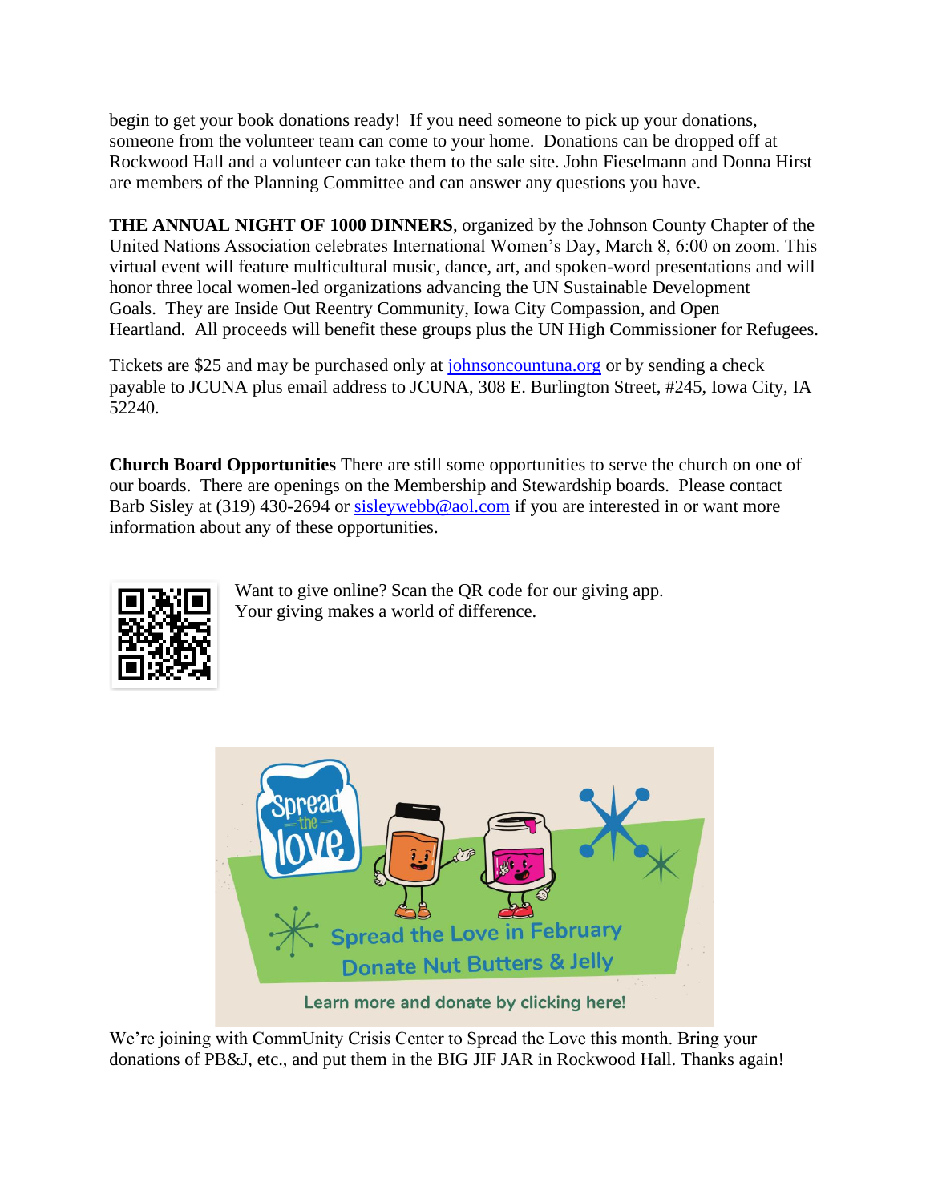begin to get your book donations ready! If you need someone to pick up your donations, someone from the volunteer team can come to your home. Donations can be dropped off at Rockwood Hall and a volunteer can take them to the sale site. John Fieselmann and Donna Hirst are members of the Planning Committee and can answer any questions you have.

**THE ANNUAL NIGHT OF 1000 DINNERS**, organized by the Johnson County Chapter of the United Nations Association celebrates International Women's Day, March 8, 6:00 on zoom. This virtual event will feature multicultural music, dance, art, and spoken-word presentations and will honor three local women-led organizations advancing the UN Sustainable Development Goals. They are Inside Out Reentry Community, Iowa City Compassion, and Open Heartland. All proceeds will benefit these groups plus the UN High Commissioner for Refugees.

Tickets are $25 and may be purchased only at [johnsoncountuna.org](johnsoncountuna.org) or by sending a check payable to JCUNA plus email address to JCUNA, 308 E. Burlington Street, #245, Iowa City, IA 52240.

**Church Board Opportunities** There are still some opportunities to serve the church on one of our boards. There are openings on the Membership and Stewardship boards. Please contact Barb Sisley at (319) 430-2694 or [sisleywebb@aol.com](mailto:sisleywebb@aol.com) if you are interested in or want more information about any of these opportunities.

Want to give online? Scan the QR code for our giving app.
Your giving makes a world of difference.

Spread the Love in February
Donate Nut Butters & Jelly
Learn more and donate by clicking here!

We're joining with CommUnity Crisis Center to Spread the Love this month. Bring your donations of PB&J, etc., and put them in the BIG JIF JAR in Rockwood Hall. Thanks again!